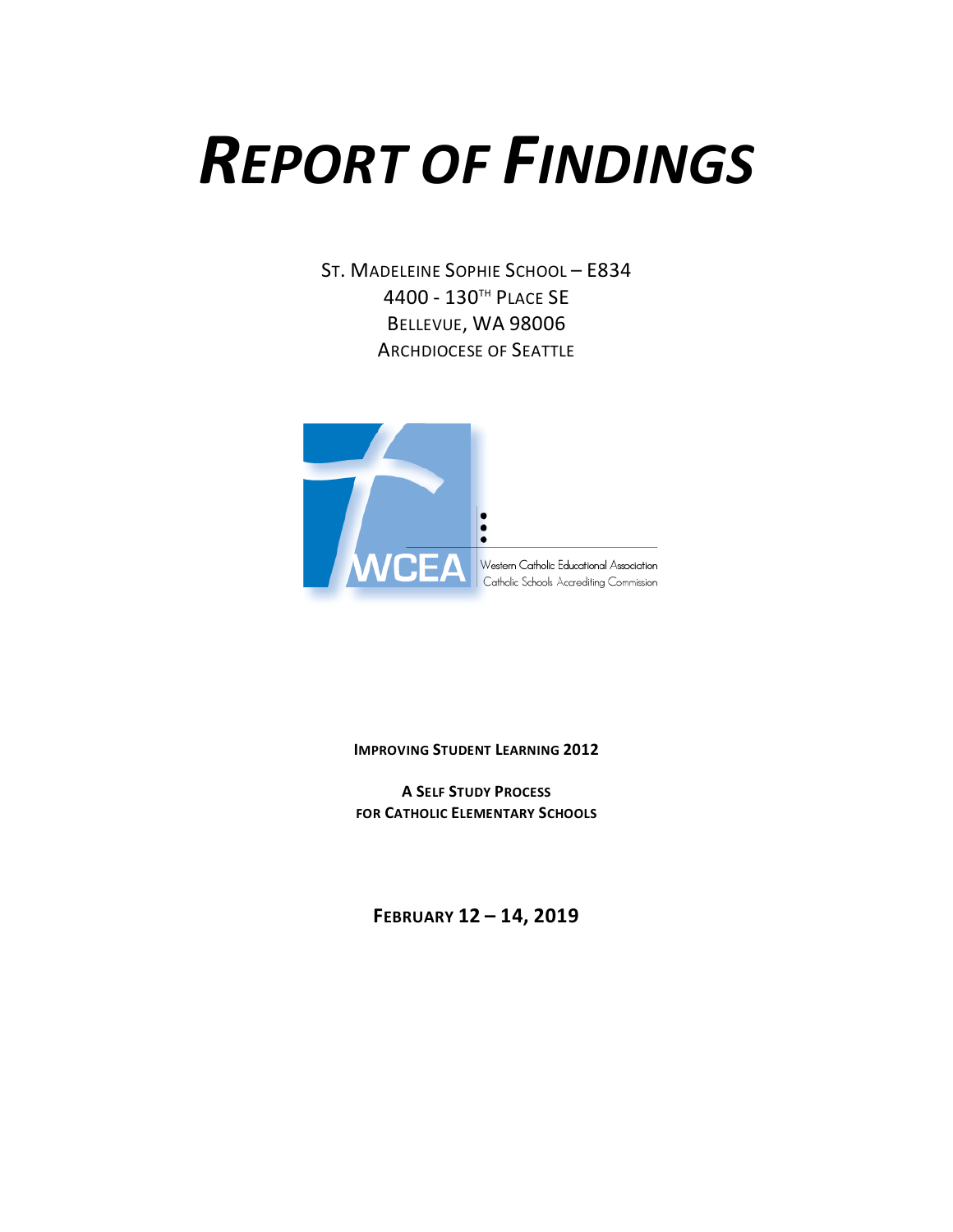# *REPORT OF FINDINGS*

ST. MADELEINE SOPHIE SCHOOL – E834
4400 - 130TH PLACE SE
BELLEVUE, WA 98006
ARCHDIOCESE OF SEATTLE

WCEA
Western Catholic Educational Association
Catholic Schools Accrediting Commission

**IMPROVING STUDENT LEARNING 2012**

**A SELF STUDY PROCESS**
**FOR CATHOLIC ELEMENTARY SCHOOLS**

**FEBRUARY 12 – 14, 2019**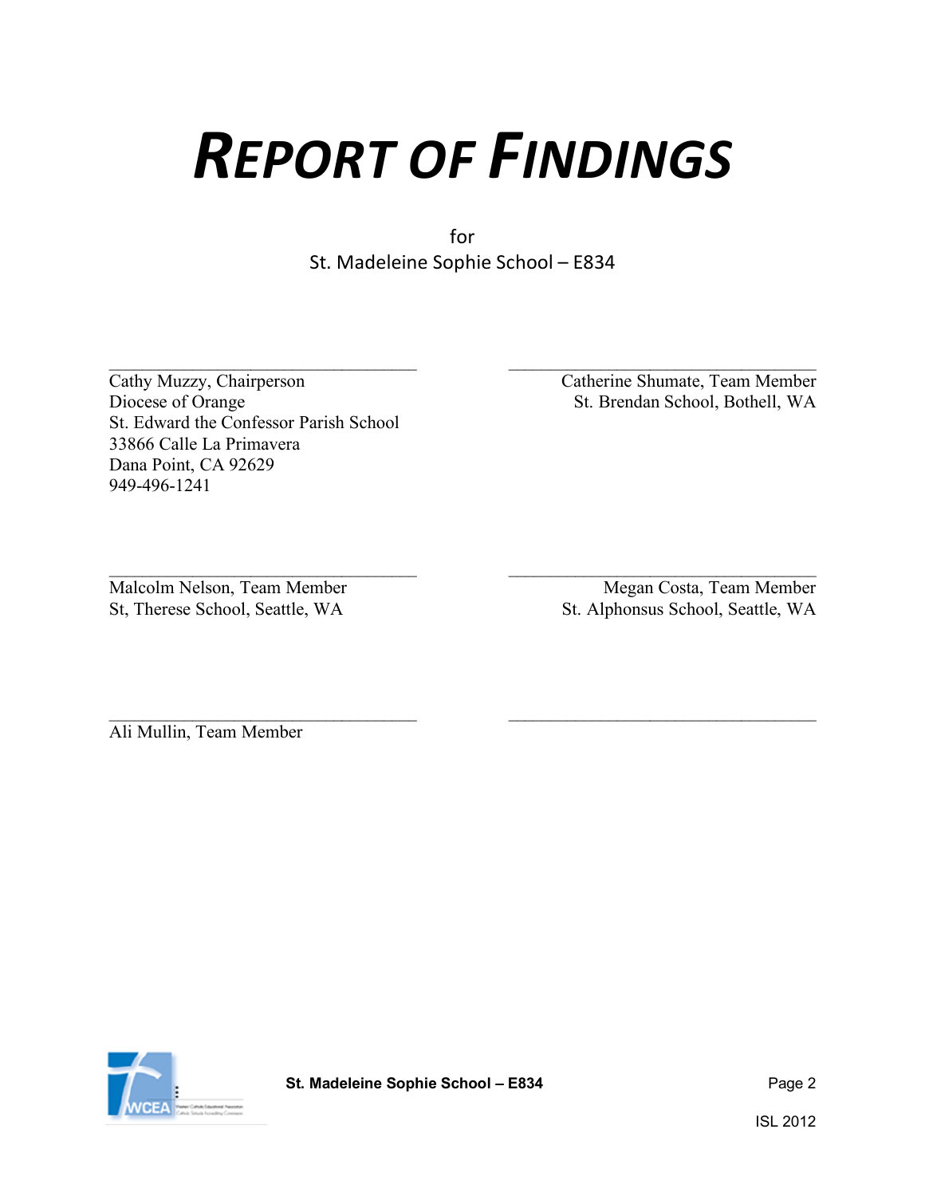# REPORT OF FINDINGS

for
St. Madeleine Sophie School – E834

Cathy Muzzy, Chairperson
Diocese of Orange
St. Edward the Confessor Parish School
33866 Calle La Primavera
Dana Point, CA 92629
949-496-1241

Catherine Shumate, Team Member
St. Brendan School, Bothell, WA

Malcolm Nelson, Team Member
St, Therese School, Seattle, WA

Megan Costa, Team Member
St. Alphonsus School, Seattle, WA

Ali Mullin, Team Member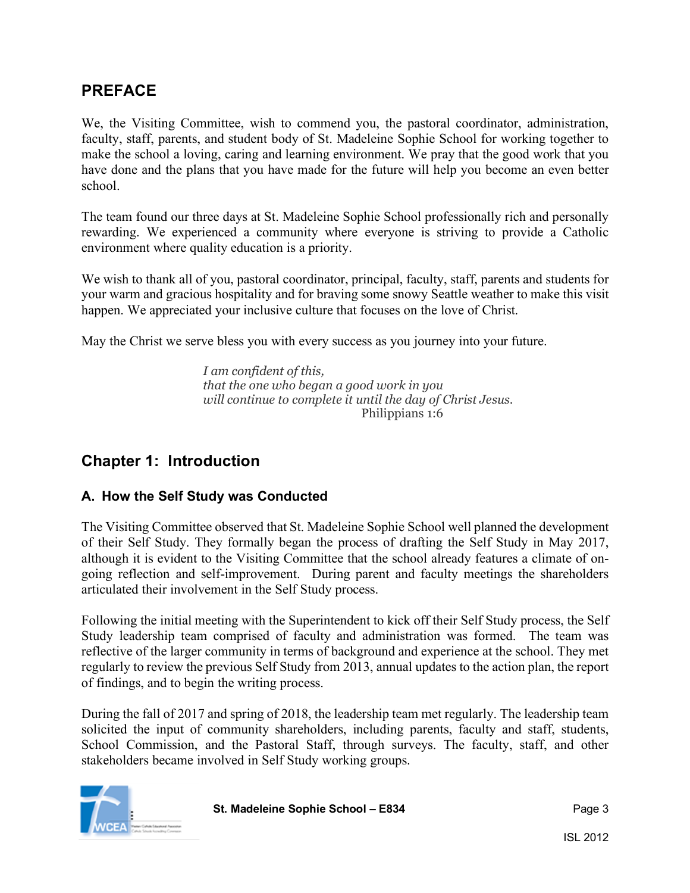## PREFACE

We, the Visiting Committee, wish to commend you, the pastoral coordinator, administration, faculty, staff, parents, and student body of St. Madeleine Sophie School for working together to make the school a loving, caring and learning environment. We pray that the good work that you have done and the plans that you have made for the future will help you become an even better school.

The team found our three days at St. Madeleine Sophie School professionally rich and personally rewarding. We experienced a community where everyone is striving to provide a Catholic environment where quality education is a priority.

We wish to thank all of you, pastoral coordinator, principal, faculty, staff, parents and students for your warm and gracious hospitality and for braving some snowy Seattle weather to make this visit happen. We appreciated your inclusive culture that focuses on the love of Christ.

May the Christ we serve bless you with every success as you journey into your future.

> *I am confident of this,*
> *that the one who began a good work in you*
> *will continue to complete it until the day of Christ Jesus.*
> Philippians 1:6

## Chapter 1: Introduction

### A. How the Self Study was Conducted

The Visiting Committee observed that St. Madeleine Sophie School well planned the development of their Self Study. They formally began the process of drafting the Self Study in May 2017, although it is evident to the Visiting Committee that the school already features a climate of on-going reflection and self-improvement. During parent and faculty meetings the shareholders articulated their involvement in the Self Study process.

Following the initial meeting with the Superintendent to kick off their Self Study process, the Self Study leadership team comprised of faculty and administration was formed. The team was reflective of the larger community in terms of background and experience at the school. They met regularly to review the previous Self Study from 2013, annual updates to the action plan, the report of findings, and to begin the writing process.

During the fall of 2017 and spring of 2018, the leadership team met regularly. The leadership team solicited the input of community shareholders, including parents, faculty and staff, students, School Commission, and the Pastoral Staff, through surveys. The faculty, staff, and other stakeholders became involved in Self Study working groups.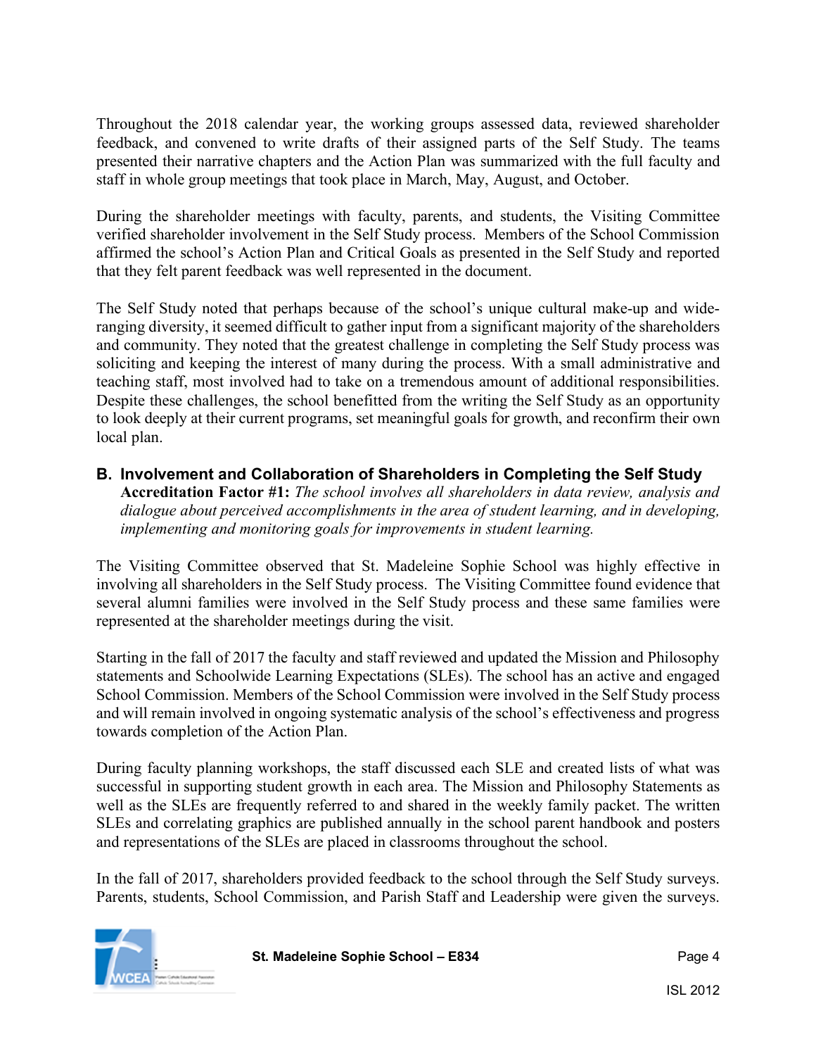Throughout the 2018 calendar year, the working groups assessed data, reviewed shareholder feedback, and convened to write drafts of their assigned parts of the Self Study. The teams presented their narrative chapters and the Action Plan was summarized with the full faculty and staff in whole group meetings that took place in March, May, August, and October.

During the shareholder meetings with faculty, parents, and students, the Visiting Committee verified shareholder involvement in the Self Study process. Members of the School Commission affirmed the school's Action Plan and Critical Goals as presented in the Self Study and reported that they felt parent feedback was well represented in the document.

The Self Study noted that perhaps because of the school's unique cultural make-up and wide-ranging diversity, it seemed difficult to gather input from a significant majority of the shareholders and community. They noted that the greatest challenge in completing the Self Study process was soliciting and keeping the interest of many during the process. With a small administrative and teaching staff, most involved had to take on a tremendous amount of additional responsibilities. Despite these challenges, the school benefitted from the writing the Self Study as an opportunity to look deeply at their current programs, set meaningful goals for growth, and reconfirm their own local plan.

## B. Involvement and Collaboration of Shareholders in Completing the Self Study

**Accreditation Factor #1:** *The school involves all shareholders in data review, analysis and dialogue about perceived accomplishments in the area of student learning, and in developing, implementing and monitoring goals for improvements in student learning.*

The Visiting Committee observed that St. Madeleine Sophie School was highly effective in involving all shareholders in the Self Study process. The Visiting Committee found evidence that several alumni families were involved in the Self Study process and these same families were represented at the shareholder meetings during the visit.

Starting in the fall of 2017 the faculty and staff reviewed and updated the Mission and Philosophy statements and Schoolwide Learning Expectations (SLEs). The school has an active and engaged School Commission. Members of the School Commission were involved in the Self Study process and will remain involved in ongoing systematic analysis of the school's effectiveness and progress towards completion of the Action Plan.

During faculty planning workshops, the staff discussed each SLE and created lists of what was successful in supporting student growth in each area. The Mission and Philosophy Statements as well as the SLEs are frequently referred to and shared in the weekly family packet. The written SLEs and correlating graphics are published annually in the school parent handbook and posters and representations of the SLEs are placed in classrooms throughout the school.

In the fall of 2017, shareholders provided feedback to the school through the Self Study surveys. Parents, students, School Commission, and Parish Staff and Leadership were given the surveys.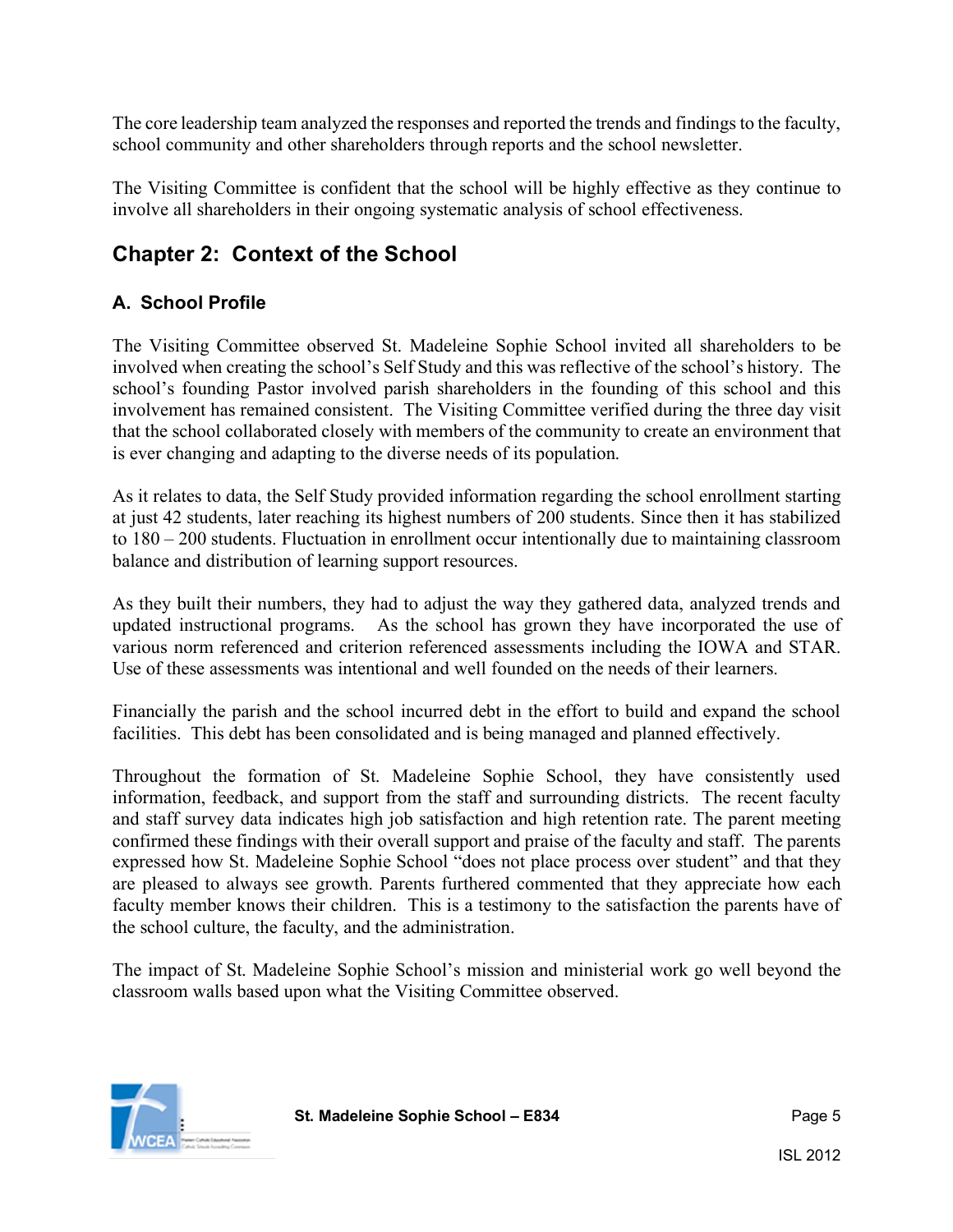The core leadership team analyzed the responses and reported the trends and findings to the faculty, school community and other shareholders through reports and the school newsletter.

The Visiting Committee is confident that the school will be highly effective as they continue to involve all shareholders in their ongoing systematic analysis of school effectiveness.

## Chapter 2: Context of the School

### A. School Profile

The Visiting Committee observed St. Madeleine Sophie School invited all shareholders to be involved when creating the school's Self Study and this was reflective of the school's history. The school's founding Pastor involved parish shareholders in the founding of this school and this involvement has remained consistent. The Visiting Committee verified during the three day visit that the school collaborated closely with members of the community to create an environment that is ever changing and adapting to the diverse needs of its population.

As it relates to data, the Self Study provided information regarding the school enrollment starting at just 42 students, later reaching its highest numbers of 200 students. Since then it has stabilized to 180 – 200 students. Fluctuation in enrollment occur intentionally due to maintaining classroom balance and distribution of learning support resources.

As they built their numbers, they had to adjust the way they gathered data, analyzed trends and updated instructional programs. As the school has grown they have incorporated the use of various norm referenced and criterion referenced assessments including the IOWA and STAR. Use of these assessments was intentional and well founded on the needs of their learners.

Financially the parish and the school incurred debt in the effort to build and expand the school facilities. This debt has been consolidated and is being managed and planned effectively.

Throughout the formation of St. Madeleine Sophie School, they have consistently used information, feedback, and support from the staff and surrounding districts. The recent faculty and staff survey data indicates high job satisfaction and high retention rate. The parent meeting confirmed these findings with their overall support and praise of the faculty and staff. The parents expressed how St. Madeleine Sophie School "does not place process over student" and that they are pleased to always see growth. Parents furthered commented that they appreciate how each faculty member knows their children. This is a testimony to the satisfaction the parents have of the school culture, the faculty, and the administration.

The impact of St. Madeleine Sophie School's mission and ministerial work go well beyond the classroom walls based upon what the Visiting Committee observed.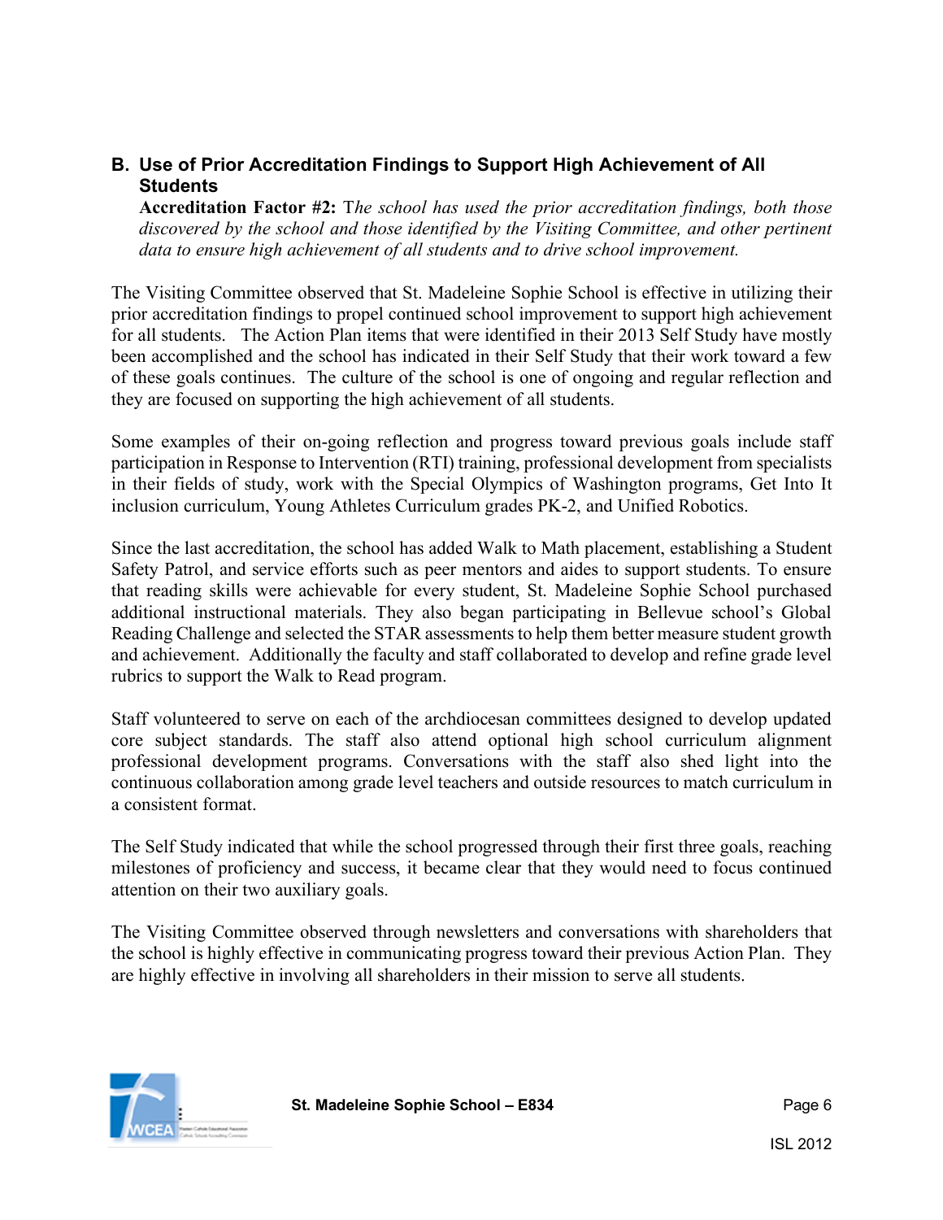## B. Use of Prior Accreditation Findings to Support High Achievement of All Students

**Accreditation Factor #2:** T*he school has used the prior accreditation findings, both those discovered by the school and those identified by the Visiting Committee, and other pertinent data to ensure high achievement of all students and to drive school improvement.*

The Visiting Committee observed that St. Madeleine Sophie School is effective in utilizing their prior accreditation findings to propel continued school improvement to support high achievement for all students. The Action Plan items that were identified in their 2013 Self Study have mostly been accomplished and the school has indicated in their Self Study that their work toward a few of these goals continues. The culture of the school is one of ongoing and regular reflection and they are focused on supporting the high achievement of all students.

Some examples of their on-going reflection and progress toward previous goals include staff participation in Response to Intervention (RTI) training, professional development from specialists in their fields of study, work with the Special Olympics of Washington programs, Get Into It inclusion curriculum, Young Athletes Curriculum grades PK-2, and Unified Robotics.

Since the last accreditation, the school has added Walk to Math placement, establishing a Student Safety Patrol, and service efforts such as peer mentors and aides to support students. To ensure that reading skills were achievable for every student, St. Madeleine Sophie School purchased additional instructional materials. They also began participating in Bellevue school's Global Reading Challenge and selected the STAR assessments to help them better measure student growth and achievement. Additionally the faculty and staff collaborated to develop and refine grade level rubrics to support the Walk to Read program.

Staff volunteered to serve on each of the archdiocesan committees designed to develop updated core subject standards. The staff also attend optional high school curriculum alignment professional development programs. Conversations with the staff also shed light into the continuous collaboration among grade level teachers and outside resources to match curriculum in a consistent format.

The Self Study indicated that while the school progressed through their first three goals, reaching milestones of proficiency and success, it became clear that they would need to focus continued attention on their two auxiliary goals.

The Visiting Committee observed through newsletters and conversations with shareholders that the school is highly effective in communicating progress toward their previous Action Plan. They are highly effective in involving all shareholders in their mission to serve all students.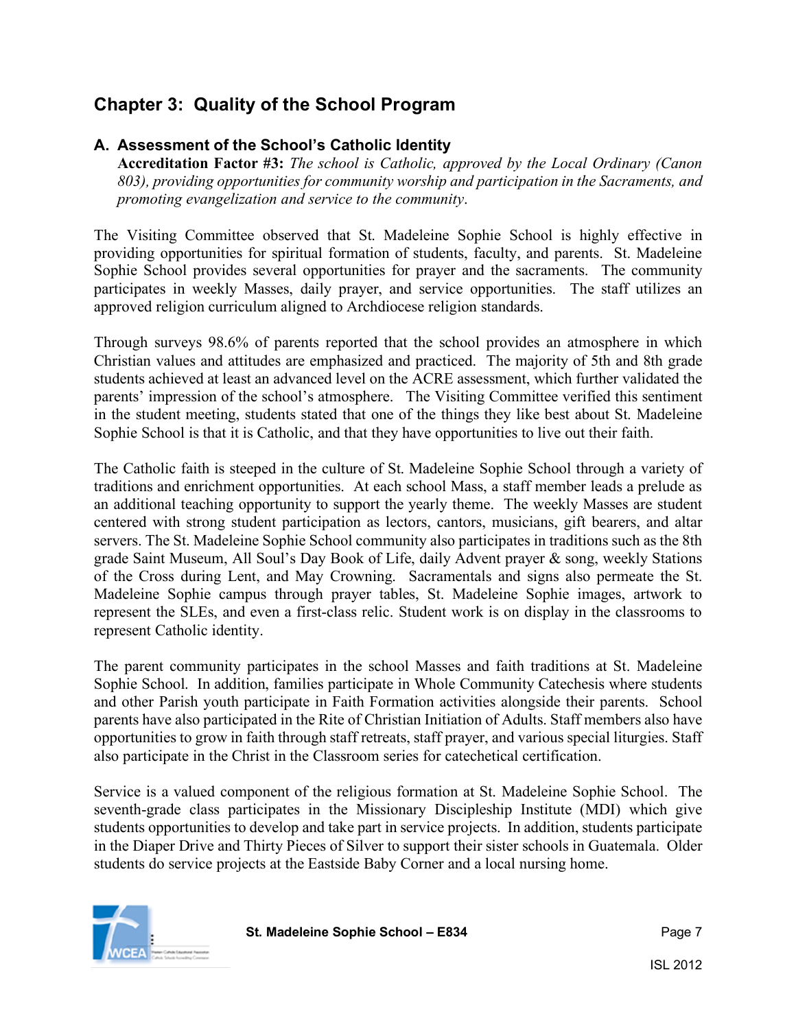## Chapter 3: Quality of the School Program

### A. Assessment of the School's Catholic Identity

**Accreditation Factor #3:** *The school is Catholic, approved by the Local Ordinary (Canon 803), providing opportunities for community worship and participation in the Sacraments, and promoting evangelization and service to the community*.

The Visiting Committee observed that St. Madeleine Sophie School is highly effective in providing opportunities for spiritual formation of students, faculty, and parents. St. Madeleine Sophie School provides several opportunities for prayer and the sacraments. The community participates in weekly Masses, daily prayer, and service opportunities. The staff utilizes an approved religion curriculum aligned to Archdiocese religion standards.

Through surveys 98.6% of parents reported that the school provides an atmosphere in which Christian values and attitudes are emphasized and practiced. The majority of 5th and 8th grade students achieved at least an advanced level on the ACRE assessment, which further validated the parents' impression of the school's atmosphere. The Visiting Committee verified this sentiment in the student meeting, students stated that one of the things they like best about St. Madeleine Sophie School is that it is Catholic, and that they have opportunities to live out their faith.

The Catholic faith is steeped in the culture of St. Madeleine Sophie School through a variety of traditions and enrichment opportunities. At each school Mass, a staff member leads a prelude as an additional teaching opportunity to support the yearly theme. The weekly Masses are student centered with strong student participation as lectors, cantors, musicians, gift bearers, and altar servers. The St. Madeleine Sophie School community also participates in traditions such as the 8th grade Saint Museum, All Soul's Day Book of Life, daily Advent prayer & song, weekly Stations of the Cross during Lent, and May Crowning. Sacramentals and signs also permeate the St. Madeleine Sophie campus through prayer tables, St. Madeleine Sophie images, artwork to represent the SLEs, and even a first-class relic. Student work is on display in the classrooms to represent Catholic identity.

The parent community participates in the school Masses and faith traditions at St. Madeleine Sophie School. In addition, families participate in Whole Community Catechesis where students and other Parish youth participate in Faith Formation activities alongside their parents. School parents have also participated in the Rite of Christian Initiation of Adults. Staff members also have opportunities to grow in faith through staff retreats, staff prayer, and various special liturgies. Staff also participate in the Christ in the Classroom series for catechetical certification.

Service is a valued component of the religious formation at St. Madeleine Sophie School. The seventh-grade class participates in the Missionary Discipleship Institute (MDI) which give students opportunities to develop and take part in service projects. In addition, students participate in the Diaper Drive and Thirty Pieces of Silver to support their sister schools in Guatemala. Older students do service projects at the Eastside Baby Corner and a local nursing home.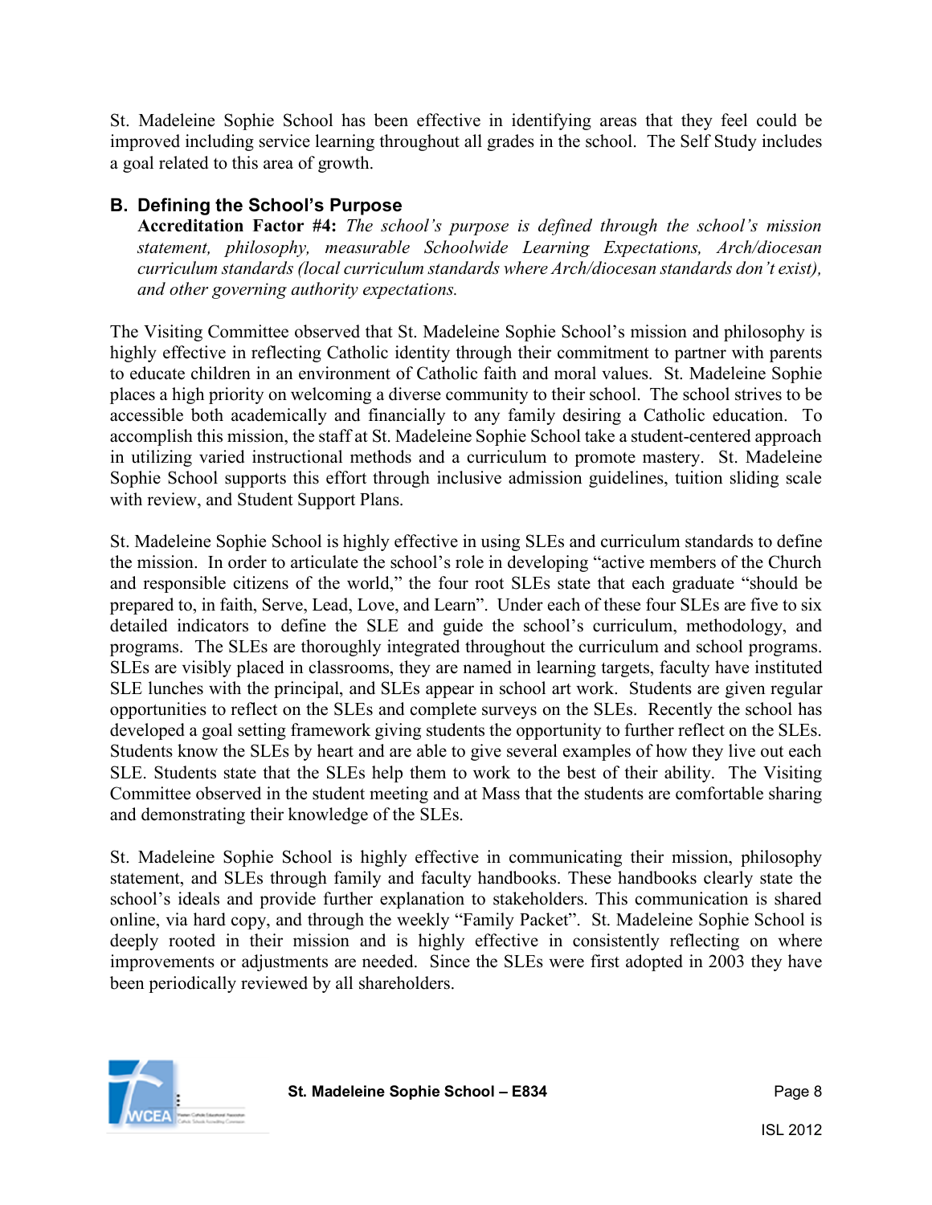St. Madeleine Sophie School has been effective in identifying areas that they feel could be improved including service learning throughout all grades in the school. The Self Study includes a goal related to this area of growth.

## B. Defining the School's Purpose

**Accreditation Factor #4:** *The school's purpose is defined through the school's mission statement, philosophy, measurable Schoolwide Learning Expectations, Arch/diocesan curriculum standards (local curriculum standards where Arch/diocesan standards don't exist), and other governing authority expectations.*

The Visiting Committee observed that St. Madeleine Sophie School's mission and philosophy is highly effective in reflecting Catholic identity through their commitment to partner with parents to educate children in an environment of Catholic faith and moral values. St. Madeleine Sophie places a high priority on welcoming a diverse community to their school. The school strives to be accessible both academically and financially to any family desiring a Catholic education. To accomplish this mission, the staff at St. Madeleine Sophie School take a student-centered approach in utilizing varied instructional methods and a curriculum to promote mastery. St. Madeleine Sophie School supports this effort through inclusive admission guidelines, tuition sliding scale with review, and Student Support Plans.

St. Madeleine Sophie School is highly effective in using SLEs and curriculum standards to define the mission. In order to articulate the school's role in developing "active members of the Church and responsible citizens of the world," the four root SLEs state that each graduate "should be prepared to, in faith, Serve, Lead, Love, and Learn". Under each of these four SLEs are five to six detailed indicators to define the SLE and guide the school's curriculum, methodology, and programs. The SLEs are thoroughly integrated throughout the curriculum and school programs. SLEs are visibly placed in classrooms, they are named in learning targets, faculty have instituted SLE lunches with the principal, and SLEs appear in school art work. Students are given regular opportunities to reflect on the SLEs and complete surveys on the SLEs. Recently the school has developed a goal setting framework giving students the opportunity to further reflect on the SLEs. Students know the SLEs by heart and are able to give several examples of how they live out each SLE. Students state that the SLEs help them to work to the best of their ability. The Visiting Committee observed in the student meeting and at Mass that the students are comfortable sharing and demonstrating their knowledge of the SLEs.

St. Madeleine Sophie School is highly effective in communicating their mission, philosophy statement, and SLEs through family and faculty handbooks. These handbooks clearly state the school's ideals and provide further explanation to stakeholders. This communication is shared online, via hard copy, and through the weekly "Family Packet". St. Madeleine Sophie School is deeply rooted in their mission and is highly effective in consistently reflecting on where improvements or adjustments are needed. Since the SLEs were first adopted in 2003 they have been periodically reviewed by all shareholders.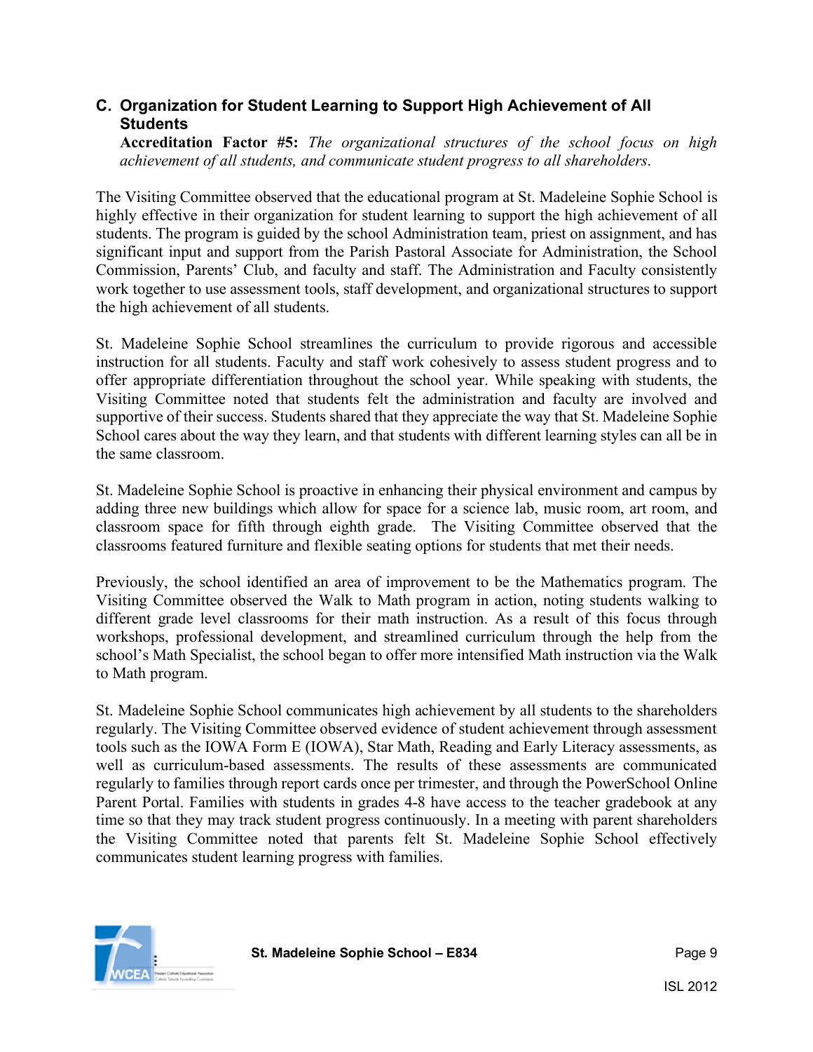## C. Organization for Student Learning to Support High Achievement of All Students

**Accreditation Factor #5:** *The organizational structures of the school focus on high achievement of all students, and communicate student progress to all shareholders.*

The Visiting Committee observed that the educational program at St. Madeleine Sophie School is highly effective in their organization for student learning to support the high achievement of all students. The program is guided by the school Administration team, priest on assignment, and has significant input and support from the Parish Pastoral Associate for Administration, the School Commission, Parents' Club, and faculty and staff. The Administration and Faculty consistently work together to use assessment tools, staff development, and organizational structures to support the high achievement of all students.

St. Madeleine Sophie School streamlines the curriculum to provide rigorous and accessible instruction for all students. Faculty and staff work cohesively to assess student progress and to offer appropriate differentiation throughout the school year. While speaking with students, the Visiting Committee noted that students felt the administration and faculty are involved and supportive of their success. Students shared that they appreciate the way that St. Madeleine Sophie School cares about the way they learn, and that students with different learning styles can all be in the same classroom.

St. Madeleine Sophie School is proactive in enhancing their physical environment and campus by adding three new buildings which allow for space for a science lab, music room, art room, and classroom space for fifth through eighth grade. The Visiting Committee observed that the classrooms featured furniture and flexible seating options for students that met their needs.

Previously, the school identified an area of improvement to be the Mathematics program. The Visiting Committee observed the Walk to Math program in action, noting students walking to different grade level classrooms for their math instruction. As a result of this focus through workshops, professional development, and streamlined curriculum through the help from the school's Math Specialist, the school began to offer more intensified Math instruction via the Walk to Math program.

St. Madeleine Sophie School communicates high achievement by all students to the shareholders regularly. The Visiting Committee observed evidence of student achievement through assessment tools such as the IOWA Form E (IOWA), Star Math, Reading and Early Literacy assessments, as well as curriculum-based assessments. The results of these assessments are communicated regularly to families through report cards once per trimester, and through the PowerSchool Online Parent Portal. Families with students in grades 4-8 have access to the teacher gradebook at any time so that they may track student progress continuously. In a meeting with parent shareholders the Visiting Committee noted that parents felt St. Madeleine Sophie School effectively communicates student learning progress with families.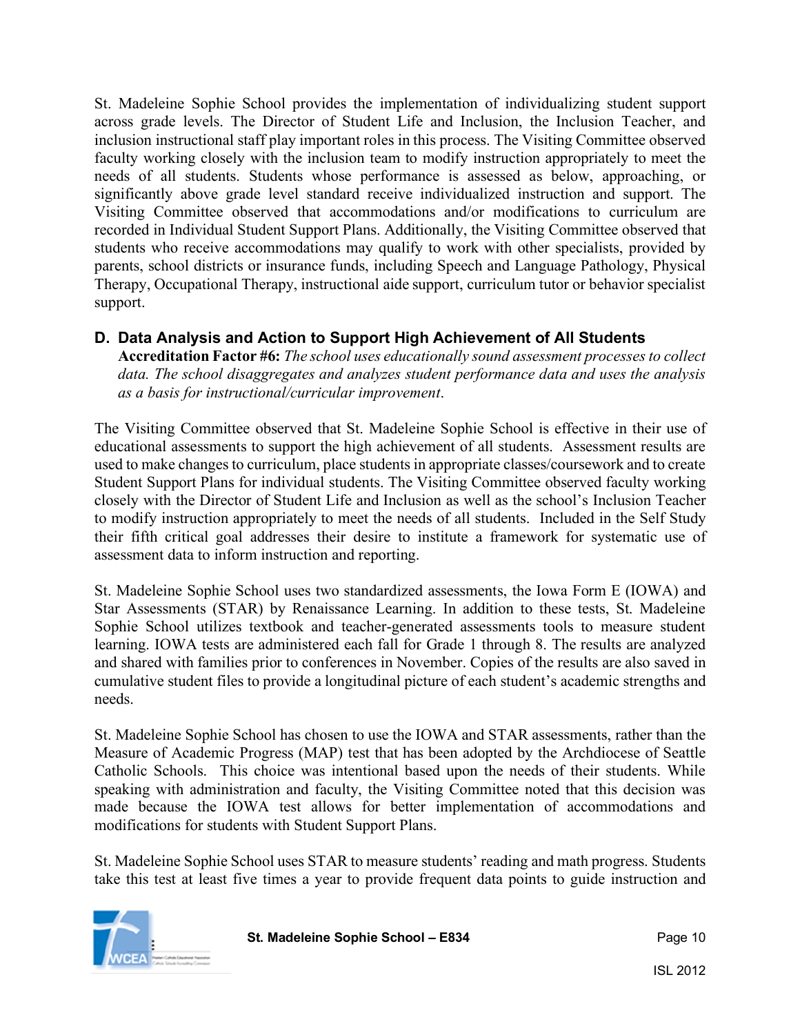St. Madeleine Sophie School provides the implementation of individualizing student support across grade levels. The Director of Student Life and Inclusion, the Inclusion Teacher, and inclusion instructional staff play important roles in this process. The Visiting Committee observed faculty working closely with the inclusion team to modify instruction appropriately to meet the needs of all students. Students whose performance is assessed as below, approaching, or significantly above grade level standard receive individualized instruction and support. The Visiting Committee observed that accommodations and/or modifications to curriculum are recorded in Individual Student Support Plans. Additionally, the Visiting Committee observed that students who receive accommodations may qualify to work with other specialists, provided by parents, school districts or insurance funds, including Speech and Language Pathology, Physical Therapy, Occupational Therapy, instructional aide support, curriculum tutor or behavior specialist support.

## D. Data Analysis and Action to Support High Achievement of All Students

**Accreditation Factor #6:** *The school uses educationally sound assessment processes to collect data. The school disaggregates and analyzes student performance data and uses the analysis as a basis for instructional/curricular improvement.*

The Visiting Committee observed that St. Madeleine Sophie School is effective in their use of educational assessments to support the high achievement of all students. Assessment results are used to make changes to curriculum, place students in appropriate classes/coursework and to create Student Support Plans for individual students. The Visiting Committee observed faculty working closely with the Director of Student Life and Inclusion as well as the school's Inclusion Teacher to modify instruction appropriately to meet the needs of all students. Included in the Self Study their fifth critical goal addresses their desire to institute a framework for systematic use of assessment data to inform instruction and reporting.

St. Madeleine Sophie School uses two standardized assessments, the Iowa Form E (IOWA) and Star Assessments (STAR) by Renaissance Learning. In addition to these tests, St. Madeleine Sophie School utilizes textbook and teacher-generated assessments tools to measure student learning. IOWA tests are administered each fall for Grade 1 through 8. The results are analyzed and shared with families prior to conferences in November. Copies of the results are also saved in cumulative student files to provide a longitudinal picture of each student's academic strengths and needs.

St. Madeleine Sophie School has chosen to use the IOWA and STAR assessments, rather than the Measure of Academic Progress (MAP) test that has been adopted by the Archdiocese of Seattle Catholic Schools. This choice was intentional based upon the needs of their students. While speaking with administration and faculty, the Visiting Committee noted that this decision was made because the IOWA test allows for better implementation of accommodations and modifications for students with Student Support Plans.

St. Madeleine Sophie School uses STAR to measure students' reading and math progress. Students take this test at least five times a year to provide frequent data points to guide instruction and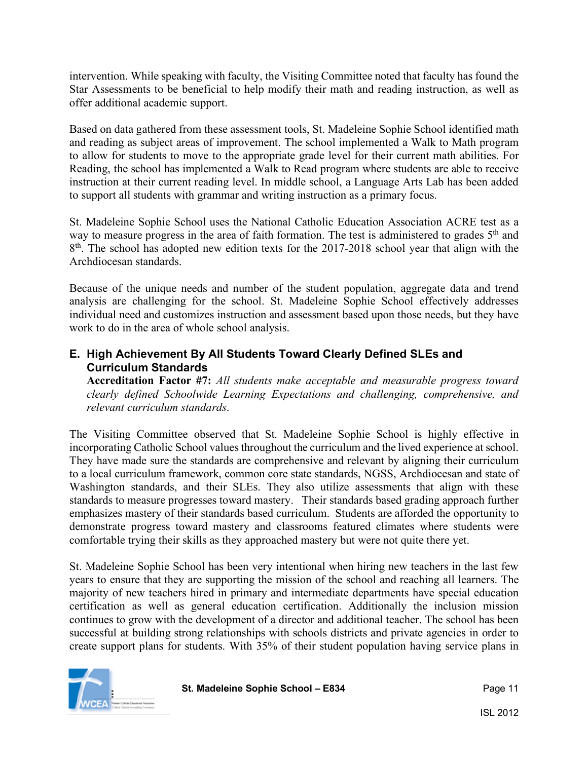intervention. While speaking with faculty, the Visiting Committee noted that faculty has found the Star Assessments to be beneficial to help modify their math and reading instruction, as well as offer additional academic support.

Based on data gathered from these assessment tools, St. Madeleine Sophie School identified math and reading as subject areas of improvement. The school implemented a Walk to Math program to allow for students to move to the appropriate grade level for their current math abilities. For Reading, the school has implemented a Walk to Read program where students are able to receive instruction at their current reading level. In middle school, a Language Arts Lab has been added to support all students with grammar and writing instruction as a primary focus.

St. Madeleine Sophie School uses the National Catholic Education Association ACRE test as a way to measure progress in the area of faith formation. The test is administered to grades 5th and 8th. The school has adopted new edition texts for the 2017-2018 school year that align with the Archdiocesan standards.

Because of the unique needs and number of the student population, aggregate data and trend analysis are challenging for the school. St. Madeleine Sophie School effectively addresses individual need and customizes instruction and assessment based upon those needs, but they have work to do in the area of whole school analysis.

## E. High Achievement By All Students Toward Clearly Defined SLEs and Curriculum Standards

**Accreditation Factor #7:** *All students make acceptable and measurable progress toward clearly defined Schoolwide Learning Expectations and challenging, comprehensive, and relevant curriculum standards.*

The Visiting Committee observed that St. Madeleine Sophie School is highly effective in incorporating Catholic School values throughout the curriculum and the lived experience at school. They have made sure the standards are comprehensive and relevant by aligning their curriculum to a local curriculum framework, common core state standards, NGSS, Archdiocesan and state of Washington standards, and their SLEs. They also utilize assessments that align with these standards to measure progresses toward mastery. Their standards based grading approach further emphasizes mastery of their standards based curriculum. Students are afforded the opportunity to demonstrate progress toward mastery and classrooms featured climates where students were comfortable trying their skills as they approached mastery but were not quite there yet.

St. Madeleine Sophie School has been very intentional when hiring new teachers in the last few years to ensure that they are supporting the mission of the school and reaching all learners. The majority of new teachers hired in primary and intermediate departments have special education certification as well as general education certification. Additionally the inclusion mission continues to grow with the development of a director and additional teacher. The school has been successful at building strong relationships with schools districts and private agencies in order to create support plans for students. With 35% of their student population having service plans in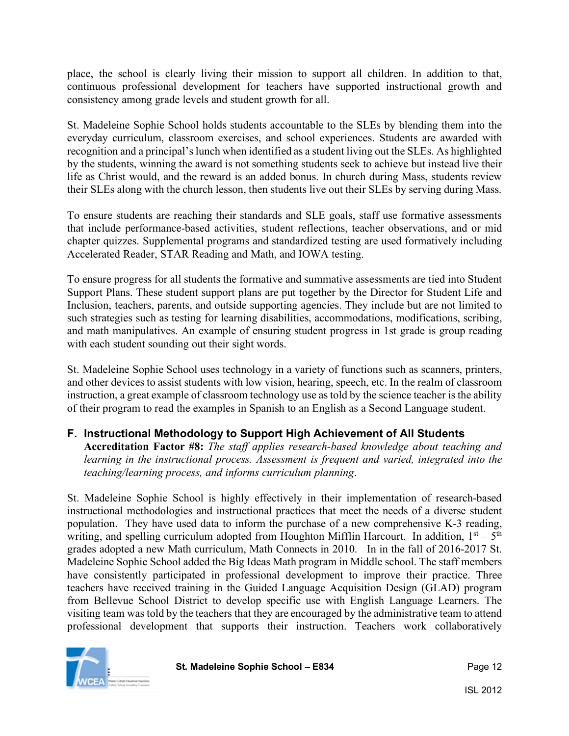place, the school is clearly living their mission to support all children. In addition to that, continuous professional development for teachers have supported instructional growth and consistency among grade levels and student growth for all.

St. Madeleine Sophie School holds students accountable to the SLEs by blending them into the everyday curriculum, classroom exercises, and school experiences. Students are awarded with recognition and a principal's lunch when identified as a student living out the SLEs. As highlighted by the students, winning the award is not something students seek to achieve but instead live their life as Christ would, and the reward is an added bonus. In church during Mass, students review their SLEs along with the church lesson, then students live out their SLEs by serving during Mass.

To ensure students are reaching their standards and SLE goals, staff use formative assessments that include performance-based activities, student reflections, teacher observations, and or mid chapter quizzes. Supplemental programs and standardized testing are used formatively including Accelerated Reader, STAR Reading and Math, and IOWA testing.

To ensure progress for all students the formative and summative assessments are tied into Student Support Plans. These student support plans are put together by the Director for Student Life and Inclusion, teachers, parents, and outside supporting agencies. They include but are not limited to such strategies such as testing for learning disabilities, accommodations, modifications, scribing, and math manipulatives. An example of ensuring student progress in 1st grade is group reading with each student sounding out their sight words.

St. Madeleine Sophie School uses technology in a variety of functions such as scanners, printers, and other devices to assist students with low vision, hearing, speech, etc. In the realm of classroom instruction, a great example of classroom technology use as told by the science teacher is the ability of their program to read the examples in Spanish to an English as a Second Language student.

## F. Instructional Methodology to Support High Achievement of All Students

**Accreditation Factor #8:** *The staff applies research-based knowledge about teaching and learning in the instructional process. Assessment is frequent and varied, integrated into the teaching/learning process, and informs curriculum planning*.

St. Madeleine Sophie School is highly effectively in their implementation of research-based instructional methodologies and instructional practices that meet the needs of a diverse student population. They have used data to inform the purchase of a new comprehensive K-3 reading, writing, and spelling curriculum adopted from Houghton Mifflin Harcourt. In addition, 1st – 5th grades adopted a new Math curriculum, Math Connects in 2010. In in the fall of 2016-2017 St. Madeleine Sophie School added the Big Ideas Math program in Middle school. The staff members have consistently participated in professional development to improve their practice. Three teachers have received training in the Guided Language Acquisition Design (GLAD) program from Bellevue School District to develop specific use with English Language Learners. The visiting team was told by the teachers that they are encouraged by the administrative team to attend professional development that supports their instruction. Teachers work collaboratively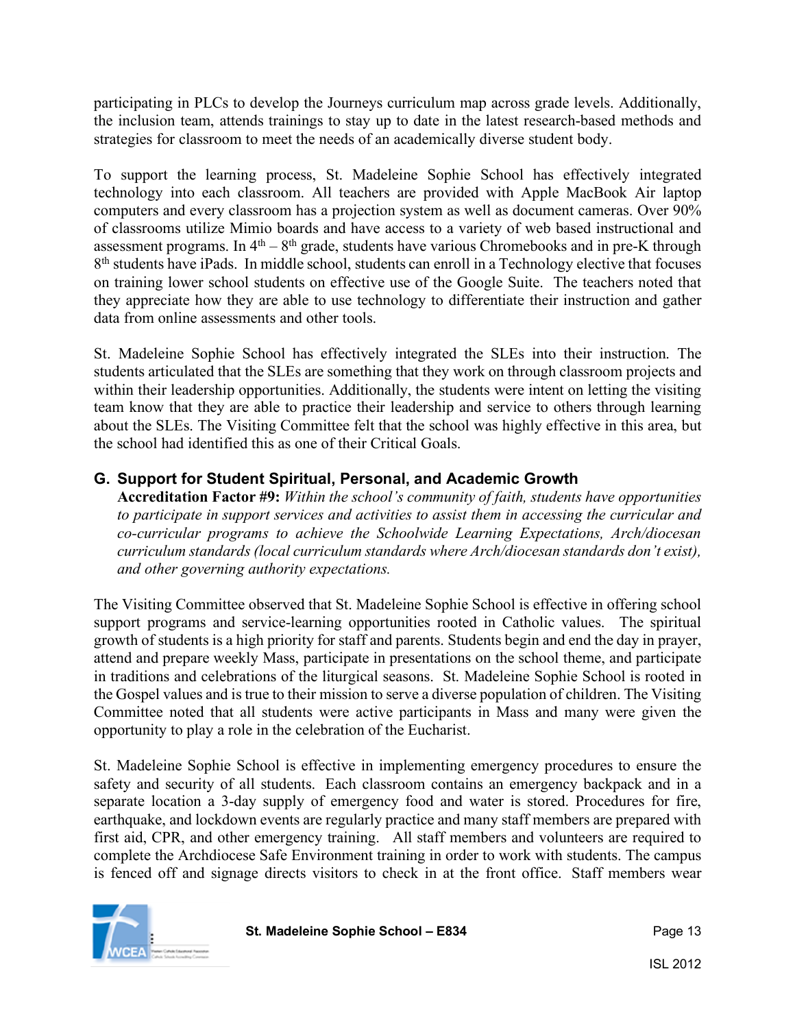participating in PLCs to develop the Journeys curriculum map across grade levels. Additionally, the inclusion team, attends trainings to stay up to date in the latest research-based methods and strategies for classroom to meet the needs of an academically diverse student body.

To support the learning process, St. Madeleine Sophie School has effectively integrated technology into each classroom. All teachers are provided with Apple MacBook Air laptop computers and every classroom has a projection system as well as document cameras. Over 90% of classrooms utilize Mimio boards and have access to a variety of web based instructional and assessment programs. In 4th – 8th grade, students have various Chromebooks and in pre-K through 8th students have iPads. In middle school, students can enroll in a Technology elective that focuses on training lower school students on effective use of the Google Suite. The teachers noted that they appreciate how they are able to use technology to differentiate their instruction and gather data from online assessments and other tools.

St. Madeleine Sophie School has effectively integrated the SLEs into their instruction. The students articulated that the SLEs are something that they work on through classroom projects and within their leadership opportunities. Additionally, the students were intent on letting the visiting team know that they are able to practice their leadership and service to others through learning about the SLEs. The Visiting Committee felt that the school was highly effective in this area, but the school had identified this as one of their Critical Goals.

## G. Support for Student Spiritual, Personal, and Academic Growth

**Accreditation Factor #9:** *Within the school's community of faith, students have opportunities to participate in support services and activities to assist them in accessing the curricular and co-curricular programs to achieve the Schoolwide Learning Expectations, Arch/diocesan curriculum standards (local curriculum standards where Arch/diocesan standards don't exist), and other governing authority expectations.*

The Visiting Committee observed that St. Madeleine Sophie School is effective in offering school support programs and service-learning opportunities rooted in Catholic values. The spiritual growth of students is a high priority for staff and parents. Students begin and end the day in prayer, attend and prepare weekly Mass, participate in presentations on the school theme, and participate in traditions and celebrations of the liturgical seasons. St. Madeleine Sophie School is rooted in the Gospel values and is true to their mission to serve a diverse population of children. The Visiting Committee noted that all students were active participants in Mass and many were given the opportunity to play a role in the celebration of the Eucharist.

St. Madeleine Sophie School is effective in implementing emergency procedures to ensure the safety and security of all students. Each classroom contains an emergency backpack and in a separate location a 3-day supply of emergency food and water is stored. Procedures for fire, earthquake, and lockdown events are regularly practice and many staff members are prepared with first aid, CPR, and other emergency training. All staff members and volunteers are required to complete the Archdiocese Safe Environment training in order to work with students. The campus is fenced off and signage directs visitors to check in at the front office. Staff members wear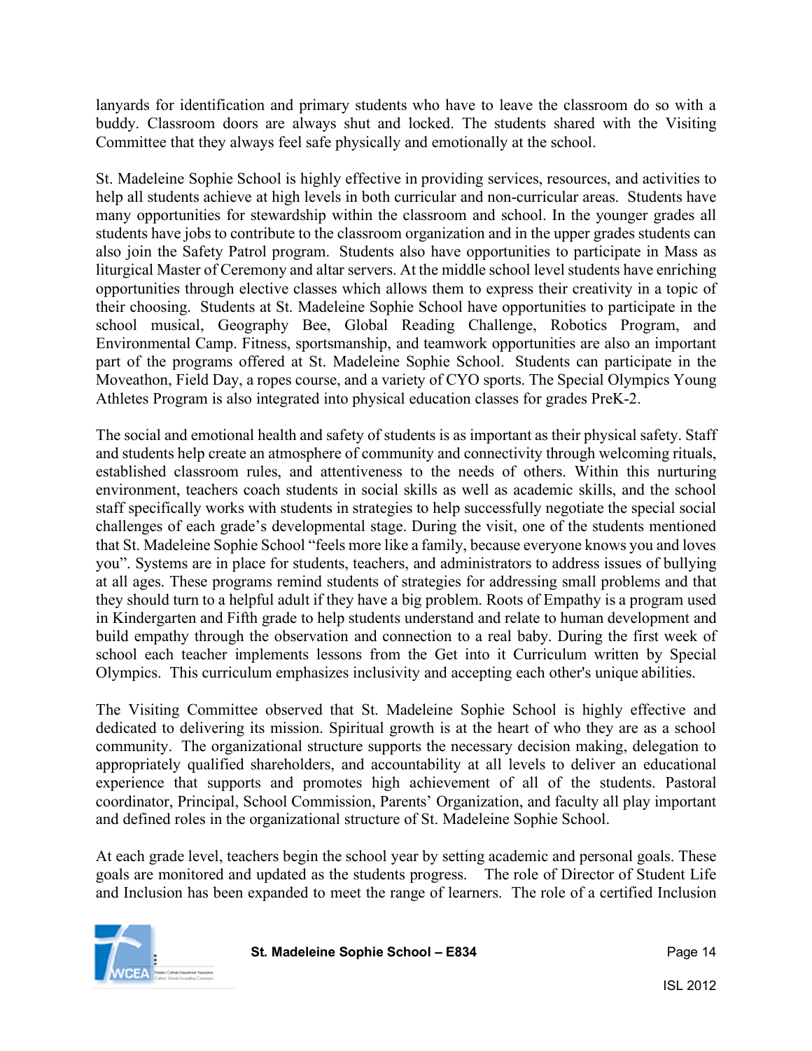lanyards for identification and primary students who have to leave the classroom do so with a buddy. Classroom doors are always shut and locked. The students shared with the Visiting Committee that they always feel safe physically and emotionally at the school.

St. Madeleine Sophie School is highly effective in providing services, resources, and activities to help all students achieve at high levels in both curricular and non-curricular areas. Students have many opportunities for stewardship within the classroom and school. In the younger grades all students have jobs to contribute to the classroom organization and in the upper grades students can also join the Safety Patrol program. Students also have opportunities to participate in Mass as liturgical Master of Ceremony and altar servers. At the middle school level students have enriching opportunities through elective classes which allows them to express their creativity in a topic of their choosing. Students at St. Madeleine Sophie School have opportunities to participate in the school musical, Geography Bee, Global Reading Challenge, Robotics Program, and Environmental Camp. Fitness, sportsmanship, and teamwork opportunities are also an important part of the programs offered at St. Madeleine Sophie School. Students can participate in the Moveathon, Field Day, a ropes course, and a variety of CYO sports. The Special Olympics Young Athletes Program is also integrated into physical education classes for grades PreK-2.

The social and emotional health and safety of students is as important as their physical safety. Staff and students help create an atmosphere of community and connectivity through welcoming rituals, established classroom rules, and attentiveness to the needs of others. Within this nurturing environment, teachers coach students in social skills as well as academic skills, and the school staff specifically works with students in strategies to help successfully negotiate the special social challenges of each grade's developmental stage. During the visit, one of the students mentioned that St. Madeleine Sophie School "feels more like a family, because everyone knows you and loves you". Systems are in place for students, teachers, and administrators to address issues of bullying at all ages. These programs remind students of strategies for addressing small problems and that they should turn to a helpful adult if they have a big problem. Roots of Empathy is a program used in Kindergarten and Fifth grade to help students understand and relate to human development and build empathy through the observation and connection to a real baby. During the first week of school each teacher implements lessons from the Get into it Curriculum written by Special Olympics. This curriculum emphasizes inclusivity and accepting each other's unique abilities.

The Visiting Committee observed that St. Madeleine Sophie School is highly effective and dedicated to delivering its mission. Spiritual growth is at the heart of who they are as a school community. The organizational structure supports the necessary decision making, delegation to appropriately qualified shareholders, and accountability at all levels to deliver an educational experience that supports and promotes high achievement of all of the students. Pastoral coordinator, Principal, School Commission, Parents' Organization, and faculty all play important and defined roles in the organizational structure of St. Madeleine Sophie School.

At each grade level, teachers begin the school year by setting academic and personal goals. These goals are monitored and updated as the students progress. The role of Director of Student Life and Inclusion has been expanded to meet the range of learners. The role of a certified Inclusion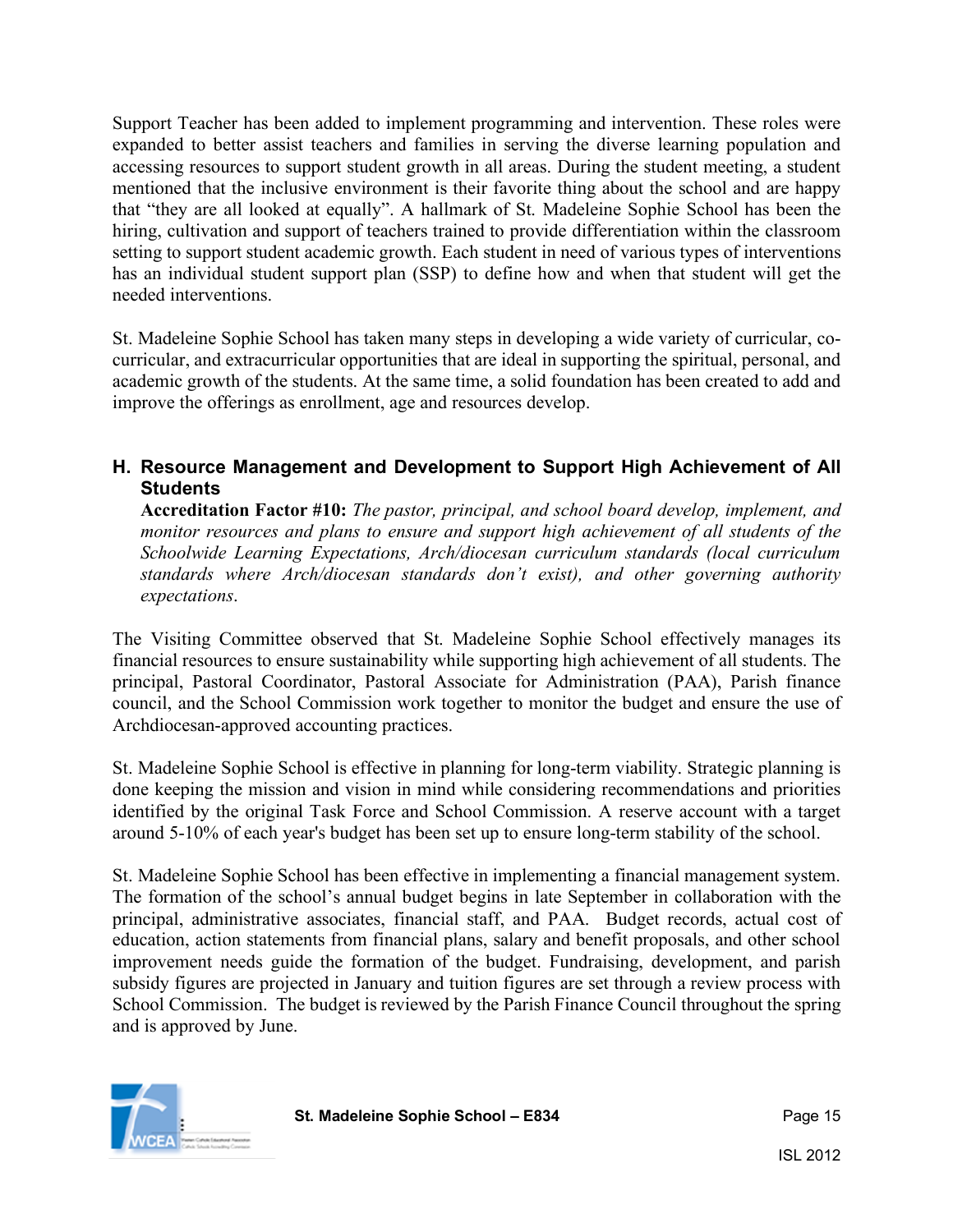Support Teacher has been added to implement programming and intervention. These roles were expanded to better assist teachers and families in serving the diverse learning population and accessing resources to support student growth in all areas. During the student meeting, a student mentioned that the inclusive environment is their favorite thing about the school and are happy that "they are all looked at equally". A hallmark of St. Madeleine Sophie School has been the hiring, cultivation and support of teachers trained to provide differentiation within the classroom setting to support student academic growth. Each student in need of various types of interventions has an individual student support plan (SSP) to define how and when that student will get the needed interventions.

St. Madeleine Sophie School has taken many steps in developing a wide variety of curricular, co-curricular, and extracurricular opportunities that are ideal in supporting the spiritual, personal, and academic growth of the students. At the same time, a solid foundation has been created to add and improve the offerings as enrollment, age and resources develop.

## H. Resource Management and Development to Support High Achievement of All Students

**Accreditation Factor #10:** *The pastor, principal, and school board develop, implement, and monitor resources and plans to ensure and support high achievement of all students of the Schoolwide Learning Expectations, Arch/diocesan curriculum standards (local curriculum standards where Arch/diocesan standards don't exist), and other governing authority expectations.*

The Visiting Committee observed that St. Madeleine Sophie School effectively manages its financial resources to ensure sustainability while supporting high achievement of all students. The principal, Pastoral Coordinator, Pastoral Associate for Administration (PAA), Parish finance council, and the School Commission work together to monitor the budget and ensure the use of Archdiocesan-approved accounting practices.

St. Madeleine Sophie School is effective in planning for long-term viability. Strategic planning is done keeping the mission and vision in mind while considering recommendations and priorities identified by the original Task Force and School Commission. A reserve account with a target around 5-10% of each year's budget has been set up to ensure long-term stability of the school.

St. Madeleine Sophie School has been effective in implementing a financial management system. The formation of the school's annual budget begins in late September in collaboration with the principal, administrative associates, financial staff, and PAA. Budget records, actual cost of education, action statements from financial plans, salary and benefit proposals, and other school improvement needs guide the formation of the budget. Fundraising, development, and parish subsidy figures are projected in January and tuition figures are set through a review process with School Commission. The budget is reviewed by the Parish Finance Council throughout the spring and is approved by June.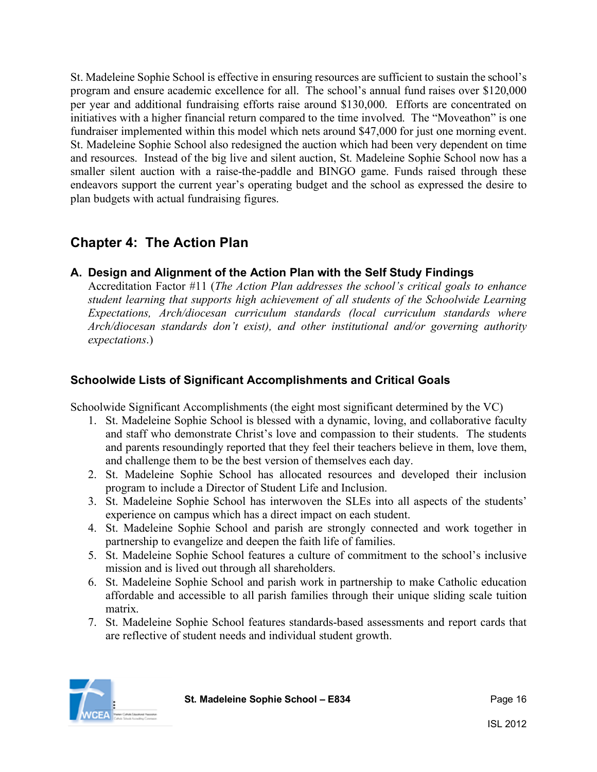St. Madeleine Sophie School is effective in ensuring resources are sufficient to sustain the school's program and ensure academic excellence for all. The school's annual fund raises over $120,000 per year and additional fundraising efforts raise around $130,000. Efforts are concentrated on initiatives with a higher financial return compared to the time involved. The "Moveathon" is one fundraiser implemented within this model which nets around $47,000 for just one morning event. St. Madeleine Sophie School also redesigned the auction which had been very dependent on time and resources. Instead of the big live and silent auction, St. Madeleine Sophie School now has a smaller silent auction with a raise-the-paddle and BINGO game. Funds raised through these endeavors support the current year's operating budget and the school as expressed the desire to plan budgets with actual fundraising figures.

## Chapter 4: The Action Plan

### A. Design and Alignment of the Action Plan with the Self Study Findings

Accreditation Factor #11 (*The Action Plan addresses the school's critical goals to enhance student learning that supports high achievement of all students of the Schoolwide Learning Expectations, Arch/diocesan curriculum standards (local curriculum standards where Arch/diocesan standards don't exist), and other institutional and/or governing authority expectations*.)

### Schoolwide Lists of Significant Accomplishments and Critical Goals

Schoolwide Significant Accomplishments (the eight most significant determined by the VC)

1. St. Madeleine Sophie School is blessed with a dynamic, loving, and collaborative faculty and staff who demonstrate Christ's love and compassion to their students. The students and parents resoundingly reported that they feel their teachers believe in them, love them, and challenge them to be the best version of themselves each day.
2. St. Madeleine Sophie School has allocated resources and developed their inclusion program to include a Director of Student Life and Inclusion.
3. St. Madeleine Sophie School has interwoven the SLEs into all aspects of the students' experience on campus which has a direct impact on each student.
4. St. Madeleine Sophie School and parish are strongly connected and work together in partnership to evangelize and deepen the faith life of families.
5. St. Madeleine Sophie School features a culture of commitment to the school's inclusive mission and is lived out through all shareholders.
6. St. Madeleine Sophie School and parish work in partnership to make Catholic education affordable and accessible to all parish families through their unique sliding scale tuition matrix.
7. St. Madeleine Sophie School features standards-based assessments and report cards that are reflective of student needs and individual student growth.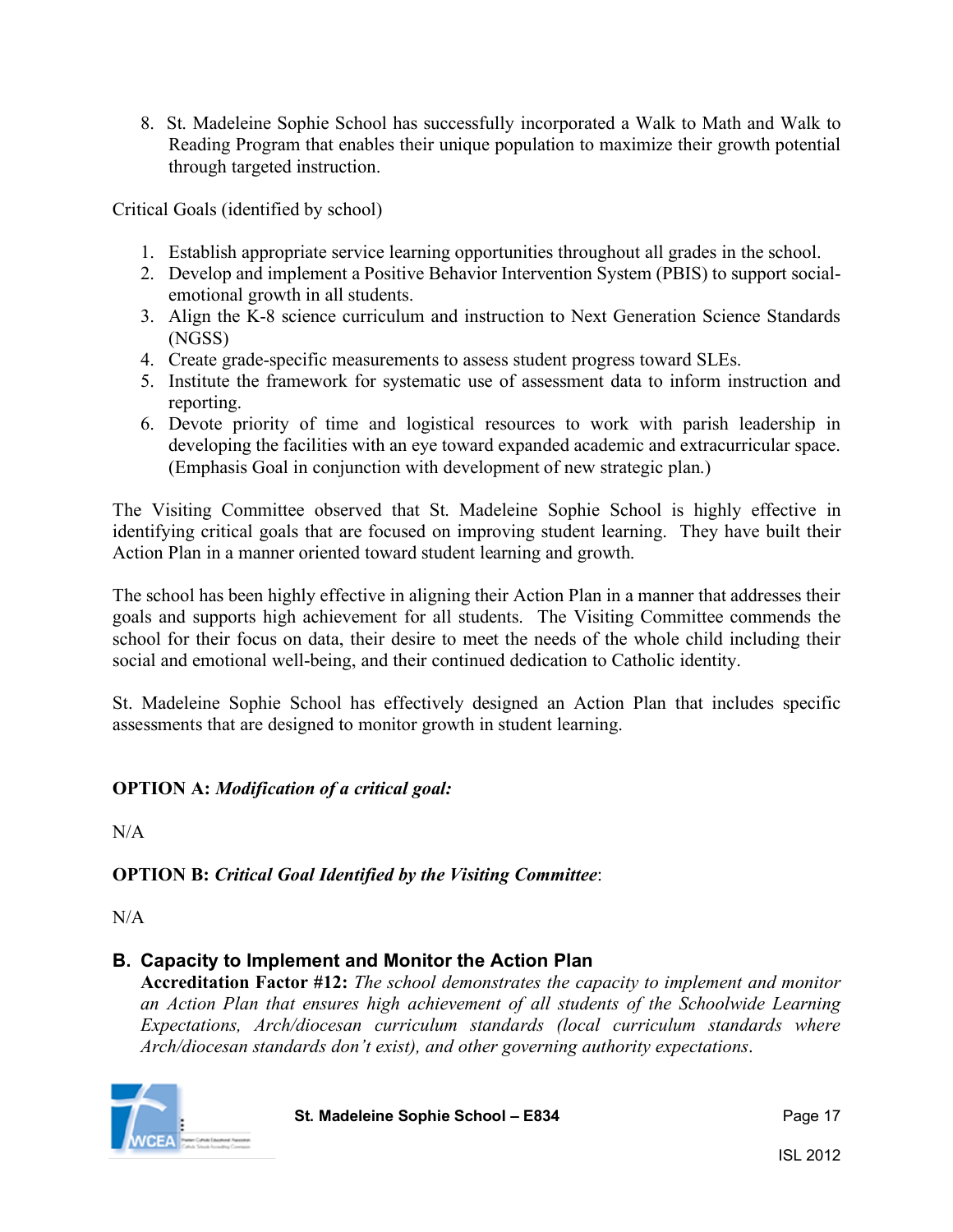8. St. Madeleine Sophie School has successfully incorporated a Walk to Math and Walk to Reading Program that enables their unique population to maximize their growth potential through targeted instruction.

Critical Goals (identified by school)

1. Establish appropriate service learning opportunities throughout all grades in the school.
2. Develop and implement a Positive Behavior Intervention System (PBIS) to support social-emotional growth in all students.
3. Align the K-8 science curriculum and instruction to Next Generation Science Standards (NGSS)
4. Create grade-specific measurements to assess student progress toward SLEs.
5. Institute the framework for systematic use of assessment data to inform instruction and reporting.
6. Devote priority of time and logistical resources to work with parish leadership in developing the facilities with an eye toward expanded academic and extracurricular space. (Emphasis Goal in conjunction with development of new strategic plan.)

The Visiting Committee observed that St. Madeleine Sophie School is highly effective in identifying critical goals that are focused on improving student learning. They have built their Action Plan in a manner oriented toward student learning and growth.

The school has been highly effective in aligning their Action Plan in a manner that addresses their goals and supports high achievement for all students. The Visiting Committee commends the school for their focus on data, their desire to meet the needs of the whole child including their social and emotional well-being, and their continued dedication to Catholic identity.

St. Madeleine Sophie School has effectively designed an Action Plan that includes specific assessments that are designed to monitor growth in student learning.

**OPTION A:** ***Modification of a critical goal:***

N/A

**OPTION B:** ***Critical Goal Identified by the Visiting Committee***:

N/A

## B. Capacity to Implement and Monitor the Action Plan

**Accreditation Factor #12:** *The school demonstrates the capacity to implement and monitor an Action Plan that ensures high achievement of all students of the Schoolwide Learning Expectations, Arch/diocesan curriculum standards (local curriculum standards where Arch/diocesan standards don't exist), and other governing authority expectations.*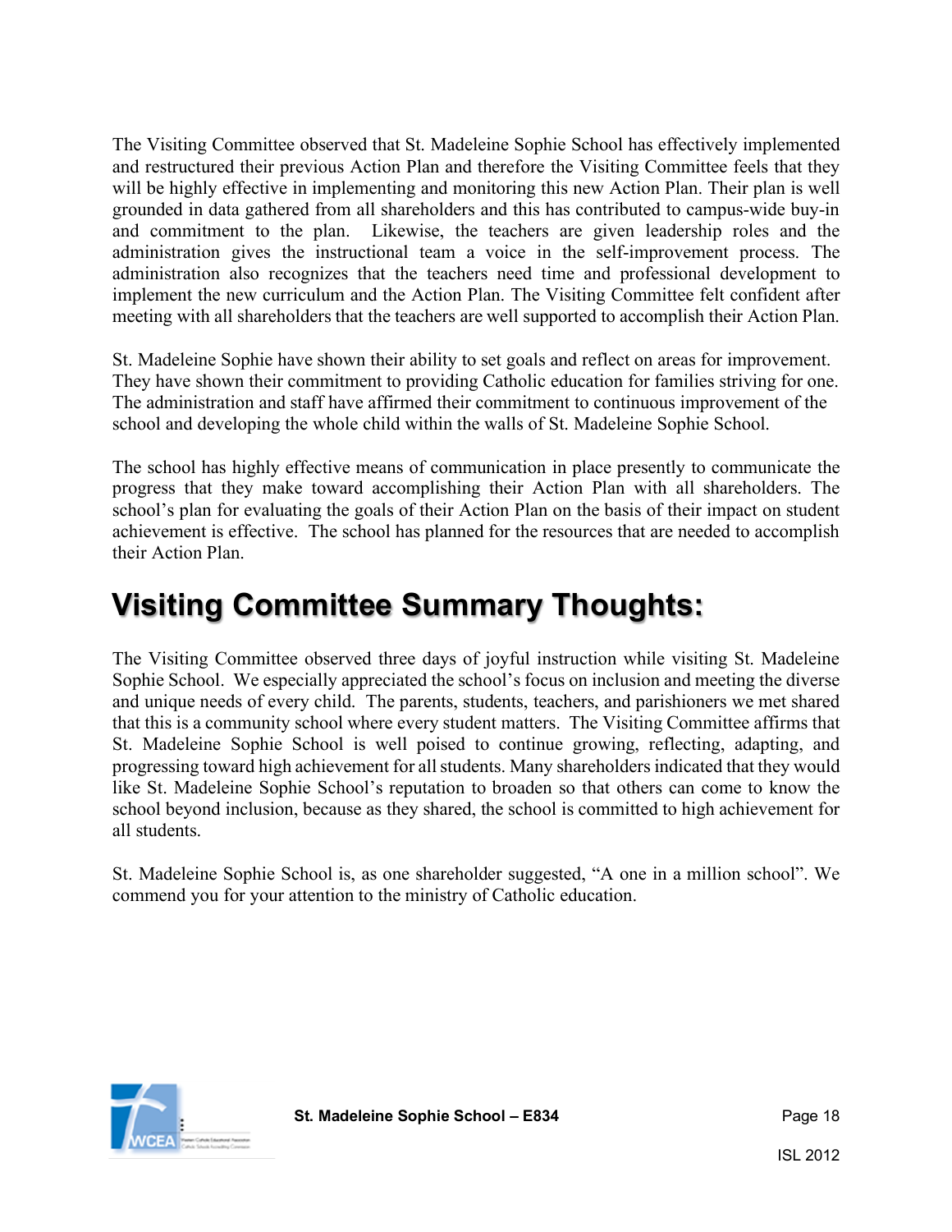The Visiting Committee observed that St. Madeleine Sophie School has effectively implemented and restructured their previous Action Plan and therefore the Visiting Committee feels that they will be highly effective in implementing and monitoring this new Action Plan. Their plan is well grounded in data gathered from all shareholders and this has contributed to campus-wide buy-in and commitment to the plan. Likewise, the teachers are given leadership roles and the administration gives the instructional team a voice in the self-improvement process. The administration also recognizes that the teachers need time and professional development to implement the new curriculum and the Action Plan. The Visiting Committee felt confident after meeting with all shareholders that the teachers are well supported to accomplish their Action Plan.

St. Madeleine Sophie have shown their ability to set goals and reflect on areas for improvement. They have shown their commitment to providing Catholic education for families striving for one. The administration and staff have affirmed their commitment to continuous improvement of the school and developing the whole child within the walls of St. Madeleine Sophie School.

The school has highly effective means of communication in place presently to communicate the progress that they make toward accomplishing their Action Plan with all shareholders. The school's plan for evaluating the goals of their Action Plan on the basis of their impact on student achievement is effective. The school has planned for the resources that are needed to accomplish their Action Plan.

## Visiting Committee Summary Thoughts:

The Visiting Committee observed three days of joyful instruction while visiting St. Madeleine Sophie School. We especially appreciated the school's focus on inclusion and meeting the diverse and unique needs of every child. The parents, students, teachers, and parishioners we met shared that this is a community school where every student matters. The Visiting Committee affirms that St. Madeleine Sophie School is well poised to continue growing, reflecting, adapting, and progressing toward high achievement for all students. Many shareholders indicated that they would like St. Madeleine Sophie School's reputation to broaden so that others can come to know the school beyond inclusion, because as they shared, the school is committed to high achievement for all students.

St. Madeleine Sophie School is, as one shareholder suggested, "A one in a million school". We commend you for your attention to the ministry of Catholic education.